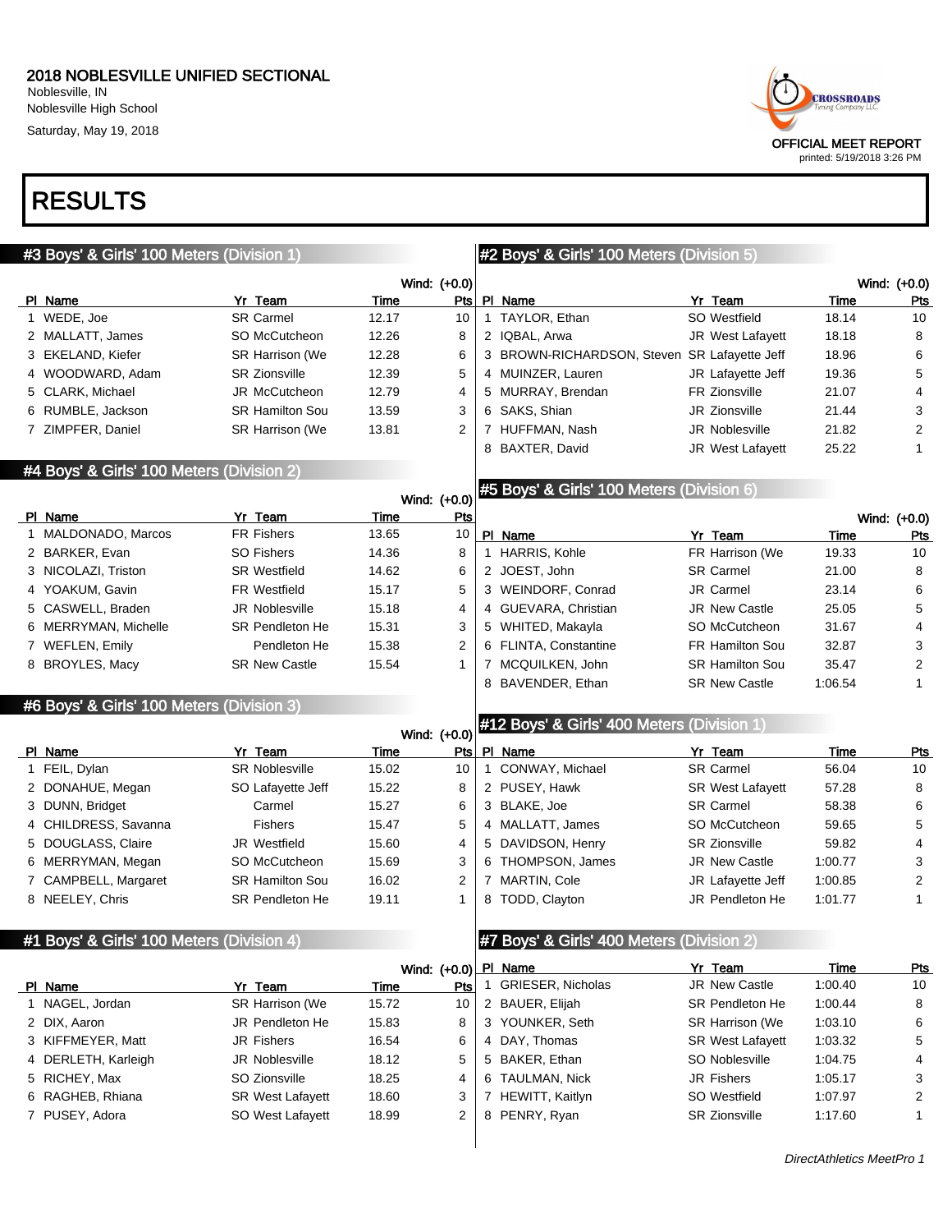# 2018 NOBLESVILLE UNIFIED SECTIONAL

Noblesville, IN
Noblesville High School
Saturday, May 19, 2018

OFFICIAL MEET REPORT
printed: 5/19/2018 3:26 PM

## RESULTS

### #3 Boys' & Girls' 100 Meters (Division 1)

Wind: (+0.0)

| Pl | Name | Yr | Team | Time | Pts |
|---|---|---|---|---|---|
| 1 | WEDE, Joe | SR | Carmel | 12.17 | 10 |
| 2 | MALLATT, James | SO | McCutcheon | 12.26 | 8 |
| 3 | EKELAND, Kiefer | SR | Harrison (We | 12.28 | 6 |
| 4 | WOODWARD, Adam | SR | Zionsville | 12.39 | 5 |
| 5 | CLARK, Michael | JR | McCutcheon | 12.79 | 4 |
| 6 | RUMBLE, Jackson | SR | Hamilton Sou | 13.59 | 3 |
| 7 | ZIMPFER, Daniel | SR | Harrison (We | 13.81 | 2 |

### #4 Boys' & Girls' 100 Meters (Division 2)

Wind: (+0.0)

| Pl | Name | Yr | Team | Time | Pts |
|---|---|---|---|---|---|
| 1 | MALDONADO, Marcos | FR | Fishers | 13.65 | 10 |
| 2 | BARKER, Evan | SO | Fishers | 14.36 | 8 |
| 3 | NICOLAZI, Triston | SR | Westfield | 14.62 | 6 |
| 4 | YOAKUM, Gavin | FR | Westfield | 15.17 | 5 |
| 5 | CASWELL, Braden | JR | Noblesville | 15.18 | 4 |
| 6 | MERRYMAN, Michelle | SR | Pendleton He | 15.31 | 3 |
| 7 | WEFLEN, Emily | | Pendleton He | 15.38 | 2 |
| 8 | BROYLES, Macy | SR | New Castle | 15.54 | 1 |

### #6 Boys' & Girls' 100 Meters (Division 3)

Wind: (+0.0)

| Pl | Name | Yr | Team | Time | Pts |
|---|---|---|---|---|---|
| 1 | FEIL, Dylan | SR | Noblesville | 15.02 | 10 |
| 2 | DONAHUE, Megan | SO | Lafayette Jeff | 15.22 | 8 |
| 3 | DUNN, Bridget | | Carmel | 15.27 | 6 |
| 4 | CHILDRESS, Savanna | | Fishers | 15.47 | 5 |
| 5 | DOUGLASS, Claire | JR | Westfield | 15.60 | 4 |
| 6 | MERRYMAN, Megan | SO | McCutcheon | 15.69 | 3 |
| 7 | CAMPBELL, Margaret | SR | Hamilton Sou | 16.02 | 2 |
| 8 | NEELEY, Chris | SR | Pendleton He | 19.11 | 1 |

### #1 Boys' & Girls' 100 Meters (Division 4)

Wind: (+0.0)

| Pl | Name | Yr | Team | Time | Pts |
|---|---|---|---|---|---|
| 1 | NAGEL, Jordan | SR | Harrison (We | 15.72 | 10 |
| 2 | DIX, Aaron | JR | Pendleton He | 15.83 | 8 |
| 3 | KIFFMEYER, Matt | JR | Fishers | 16.54 | 6 |
| 4 | DERLETH, Karleigh | JR | Noblesville | 18.12 | 5 |
| 5 | RICHEY, Max | SO | Zionsville | 18.25 | 4 |
| 6 | RAGHEB, Rhiana | SR | West Lafayett | 18.60 | 3 |
| 7 | PUSEY, Adora | SO | West Lafayett | 18.99 | 2 |

### #2 Boys' & Girls' 100 Meters (Division 5)

Wind: (+0.0)

| Pl | Name | Yr | Team | Time | Pts |
|---|---|---|---|---|---|
| 1 | TAYLOR, Ethan | SO | Westfield | 18.14 | 10 |
| 2 | IQBAL, Arwa | JR | West Lafayett | 18.18 | 8 |
| 3 | BROWN-RICHARDSON, Steven | SR | Lafayette Jeff | 18.96 | 6 |
| 4 | MUINZER, Lauren | JR | Lafayette Jeff | 19.36 | 5 |
| 5 | MURRAY, Brendan | FR | Zionsville | 21.07 | 4 |
| 6 | SAKS, Shian | JR | Zionsville | 21.44 | 3 |
| 7 | HUFFMAN, Nash | JR | Noblesville | 21.82 | 2 |
| 8 | BAXTER, David | JR | West Lafayett | 25.22 | 1 |

### #5 Boys' & Girls' 100 Meters (Division 6)

Wind: (+0.0)

| Pl | Name | Yr | Team | Time | Pts |
|---|---|---|---|---|---|
| 1 | HARRIS, Kohle | FR | Harrison (We | 19.33 | 10 |
| 2 | JOEST, John | SR | Carmel | 21.00 | 8 |
| 3 | WEINDORF, Conrad | JR | Carmel | 23.14 | 6 |
| 4 | GUEVARA, Christian | JR | New Castle | 25.05 | 5 |
| 5 | WHITED, Makayla | SO | McCutcheon | 31.67 | 4 |
| 6 | FLINTA, Constantine | FR | Hamilton Sou | 32.87 | 3 |
| 7 | MCQUILKEN, John | SR | Hamilton Sou | 35.47 | 2 |
| 8 | BAVENDER, Ethan | SR | New Castle | 1:06.54 | 1 |

### #12 Boys' & Girls' 400 Meters (Division 1)

| Pl | Name | Yr | Team | Time | Pts |
|---|---|---|---|---|---|
| 1 | CONWAY, Michael | SR | Carmel | 56.04 | 10 |
| 2 | PUSEY, Hawk | SR | West Lafayett | 57.28 | 8 |
| 3 | BLAKE, Joe | SR | Carmel | 58.38 | 6 |
| 4 | MALLATT, James | SO | McCutcheon | 59.65 | 5 |
| 5 | DAVIDSON, Henry | SR | Zionsville | 59.82 | 4 |
| 6 | THOMPSON, James | JR | New Castle | 1:00.77 | 3 |
| 7 | MARTIN, Cole | JR | Lafayette Jeff | 1:00.85 | 2 |
| 8 | TODD, Clayton | JR | Pendleton He | 1:01.77 | 1 |

### #7 Boys' & Girls' 400 Meters (Division 2)

| Pl | Name | Yr | Team | Time | Pts |
|---|---|---|---|---|---|
| 1 | GRIESER, Nicholas | JR | New Castle | 1:00.40 | 10 |
| 2 | BAUER, Elijah | SR | Pendleton He | 1:00.44 | 8 |
| 3 | YOUNKER, Seth | SR | Harrison (We | 1:03.10 | 6 |
| 4 | DAY, Thomas | SR | West Lafayett | 1:03.32 | 5 |
| 5 | BAKER, Ethan | SO | Noblesville | 1:04.75 | 4 |
| 6 | TAULMAN, Nick | JR | Fishers | 1:05.17 | 3 |
| 7 | HEWITT, Kaitlyn | SO | Westfield | 1:07.97 | 2 |
| 8 | PENRY, Ryan | SR | Zionsville | 1:17.60 | 1 |

*DirectAthletics MeetPro 1*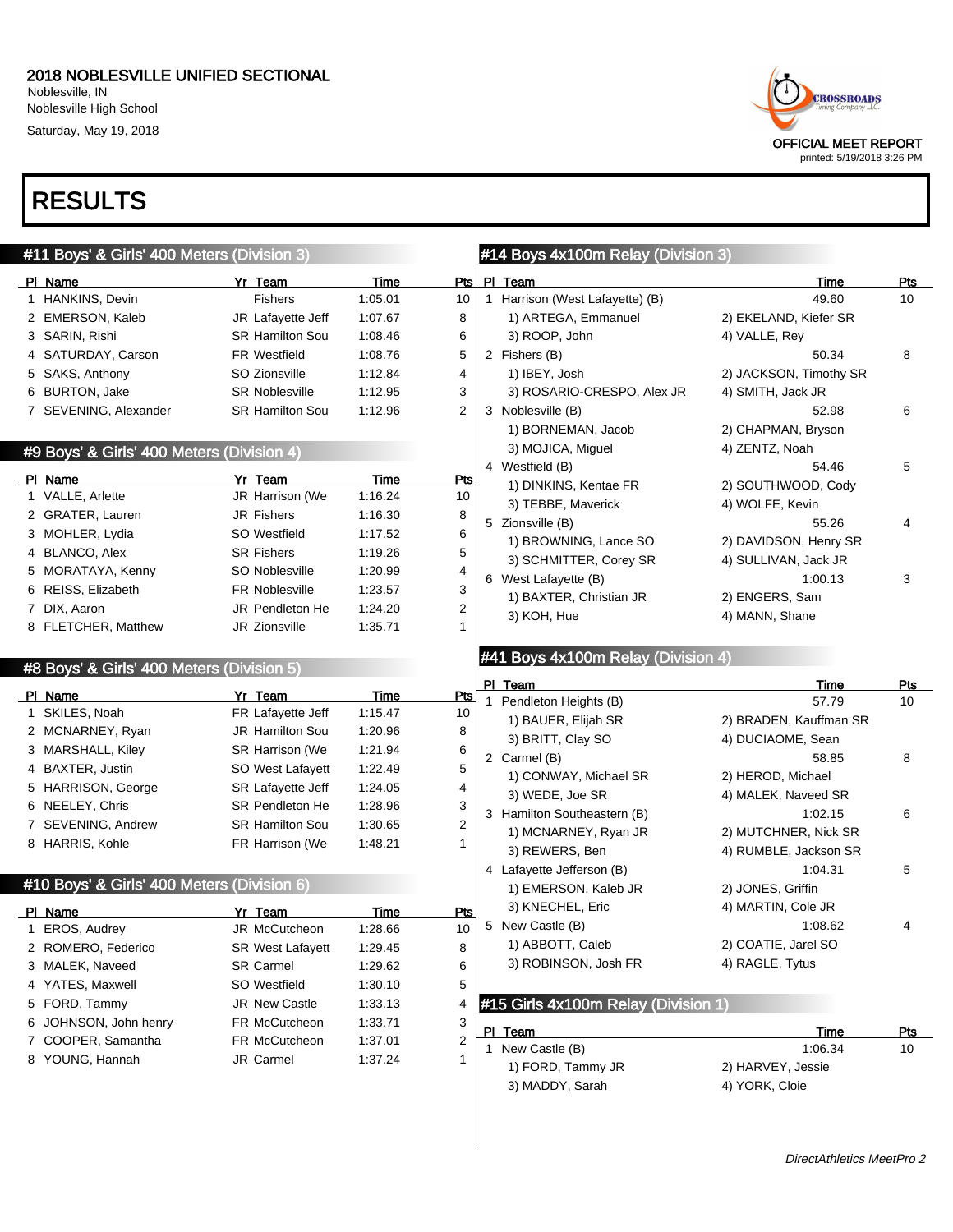# 2018 NOBLESVILLE UNIFIED SECTIONAL

Noblesville, IN
Noblesville High School
Saturday, May 19, 2018

OFFICIAL MEET REPORT
printed: 5/19/2018 3:26 PM

# RESULTS

## #11 Boys' & Girls' 400 Meters (Division 3)

| Pl | Name | Yr | Team | Time | Pts |
|---|---|---|---|---|---|
| 1 | HANKINS, Devin | | Fishers | 1:05.01 | 10 |
| 2 | EMERSON, Kaleb | JR | Lafayette Jeff | 1:07.67 | 8 |
| 3 | SARIN, Rishi | SR | Hamilton Sou | 1:08.46 | 6 |
| 4 | SATURDAY, Carson | FR | Westfield | 1:08.76 | 5 |
| 5 | SAKS, Anthony | SO | Zionsville | 1:12.84 | 4 |
| 6 | BURTON, Jake | SR | Noblesville | 1:12.95 | 3 |
| 7 | SEVENING, Alexander | SR | Hamilton Sou | 1:12.96 | 2 |

## #9 Boys' & Girls' 400 Meters (Division 4)

| Pl | Name | Yr | Team | Time | Pts |
|---|---|---|---|---|---|
| 1 | VALLE, Arlette | JR | Harrison (We | 1:16.24 | 10 |
| 2 | GRATER, Lauren | JR | Fishers | 1:16.30 | 8 |
| 3 | MOHLER, Lydia | SO | Westfield | 1:17.52 | 6 |
| 4 | BLANCO, Alex | SR | Fishers | 1:19.26 | 5 |
| 5 | MORATAYA, Kenny | SO | Noblesville | 1:20.99 | 4 |
| 6 | REISS, Elizabeth | FR | Noblesville | 1:23.57 | 3 |
| 7 | DIX, Aaron | JR | Pendleton He | 1:24.20 | 2 |
| 8 | FLETCHER, Matthew | JR | Zionsville | 1:35.71 | 1 |

## #8 Boys' & Girls' 400 Meters (Division 5)

| Pl | Name | Yr | Team | Time | Pts |
|---|---|---|---|---|---|
| 1 | SKILES, Noah | FR | Lafayette Jeff | 1:15.47 | 10 |
| 2 | MCNARNEY, Ryan | JR | Hamilton Sou | 1:20.96 | 8 |
| 3 | MARSHALL, Kiley | SR | Harrison (We | 1:21.94 | 6 |
| 4 | BAXTER, Justin | SO | West Lafayett | 1:22.49 | 5 |
| 5 | HARRISON, George | SR | Lafayette Jeff | 1:24.05 | 4 |
| 6 | NEELEY, Chris | SR | Pendleton He | 1:28.96 | 3 |
| 7 | SEVENING, Andrew | SR | Hamilton Sou | 1:30.65 | 2 |
| 8 | HARRIS, Kohle | FR | Harrison (We | 1:48.21 | 1 |

## #10 Boys' & Girls' 400 Meters (Division 6)

| Pl | Name | Yr | Team | Time | Pts |
|---|---|---|---|---|---|
| 1 | EROS, Audrey | JR | McCutcheon | 1:28.66 | 10 |
| 2 | ROMERO, Federico | SR | West Lafayett | 1:29.45 | 8 |
| 3 | MALEK, Naveed | SR | Carmel | 1:29.62 | 6 |
| 4 | YATES, Maxwell | SO | Westfield | 1:30.10 | 5 |
| 5 | FORD, Tammy | JR | New Castle | 1:33.13 | 4 |
| 6 | JOHNSON, John henry | FR | McCutcheon | 1:33.71 | 3 |
| 7 | COOPER, Samantha | FR | McCutcheon | 1:37.01 | 2 |
| 8 | YOUNG, Hannah | JR | Carmel | 1:37.24 | 1 |

## #14 Boys 4x100m Relay (Division 3)

| Pl | Team | | Time | Pts |
|---|---|---|---|---|
| 1 | Harrison (West Lafayette) (B) | | 49.60 | 10 |
| | 1) ARTEGA, Emmanuel | 2) EKELAND, Kiefer SR | | |
| | 3) ROOP, John | 4) VALLE, Rey | | |
| 2 | Fishers (B) | | 50.34 | 8 |
| | 1) IBEY, Josh | 2) JACKSON, Timothy SR | | |
| | 3) ROSARIO-CRESPO, Alex JR | 4) SMITH, Jack JR | | |
| 3 | Noblesville (B) | | 52.98 | 6 |
| | 1) BORNEMAN, Jacob | 2) CHAPMAN, Bryson | | |
| | 3) MOJICA, Miguel | 4) ZENTZ, Noah | | |
| 4 | Westfield (B) | | 54.46 | 5 |
| | 1) DINKINS, Kentae FR | 2) SOUTHWOOD, Cody | | |
| | 3) TEBBE, Maverick | 4) WOLFE, Kevin | | |
| 5 | Zionsville (B) | | 55.26 | 4 |
| | 1) BROWNING, Lance SO | 2) DAVIDSON, Henry SR | | |
| | 3) SCHMITTER, Corey SR | 4) SULLIVAN, Jack JR | | |
| 6 | West Lafayette (B) | | 1:00.13 | 3 |
| | 1) BAXTER, Christian JR | 2) ENGERS, Sam | | |
| | 3) KOH, Hue | 4) MANN, Shane | | |

## #41 Boys 4x100m Relay (Division 4)

| Pl | Team | | Time | Pts |
|---|---|---|---|---|
| 1 | Pendleton Heights (B) | | 57.79 | 10 |
| | 1) BAUER, Elijah SR | 2) BRADEN, Kauffman SR | | |
| | 3) BRITT, Clay SO | 4) DUCIAOME, Sean | | |
| 2 | Carmel (B) | | 58.85 | 8 |
| | 1) CONWAY, Michael SR | 2) HEROD, Michael | | |
| | 3) WEDE, Joe SR | 4) MALEK, Naveed SR | | |
| 3 | Hamilton Southeastern (B) | | 1:02.15 | 6 |
| | 1) MCNARNEY, Ryan JR | 2) MUTCHNER, Nick SR | | |
| | 3) REWERS, Ben | 4) RUMBLE, Jackson SR | | |
| 4 | Lafayette Jefferson (B) | | 1:04.31 | 5 |
| | 1) EMERSON, Kaleb JR | 2) JONES, Griffin | | |
| | 3) KNECHEL, Eric | 4) MARTIN, Cole JR | | |
| 5 | New Castle (B) | | 1:08.62 | 4 |
| | 1) ABBOTT, Caleb | 2) COATIE, Jarel SO | | |
| | 3) ROBINSON, Josh FR | 4) RAGLE, Tytus | | |

## #15 Girls 4x100m Relay (Division 1)

| Pl | Team | | Time | Pts |
|---|---|---|---|---|
| 1 | New Castle (B) | | 1:06.34 | 10 |
| | 1) FORD, Tammy JR | 2) HARVEY, Jessie | | |
| | 3) MADDY, Sarah | 4) YORK, Cloie | | |

*DirectAthletics MeetPro 2*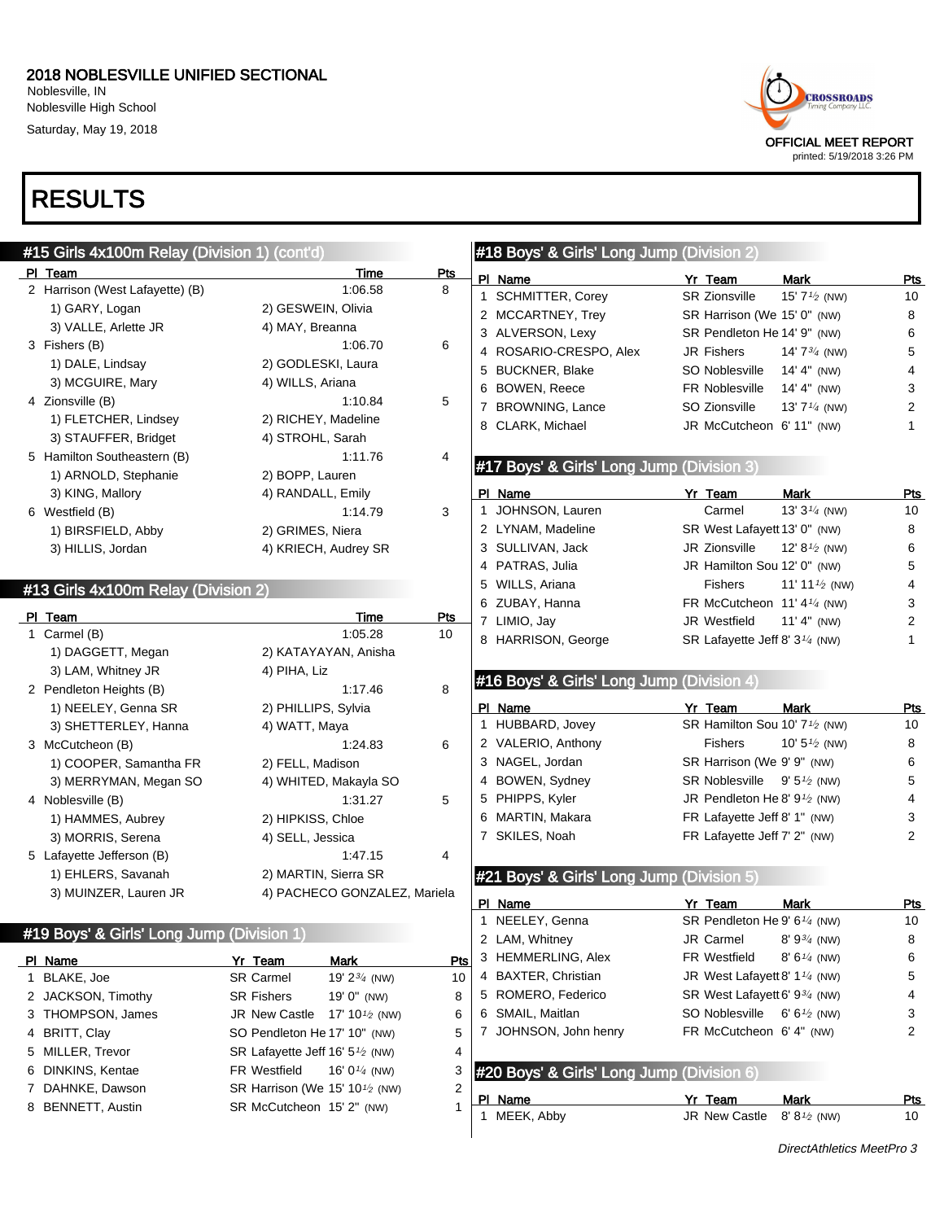# 2018 NOBLESVILLE UNIFIED SECTIONAL

Noblesville, IN
Noblesville High School
Saturday, May 19, 2018

OFFICIAL MEET REPORT
printed: 5/19/2018 3:26 PM

# RESULTS

## #15 Girls 4x100m Relay (Division 1) (cont'd)

| Pl | Team | | Time | Pts |
|---|---|---|---|---|
| 2 | Harrison (West Lafayette) (B) | | 1:06.58 | 8 |
| | 1) GARY, Logan | 2) GESWEIN, Olivia | | |
| | 3) VALLE, Arlette JR | 4) MAY, Breanna | | |
| 3 | Fishers (B) | | 1:06.70 | 6 |
| | 1) DALE, Lindsay | 2) GODLESKI, Laura | | |
| | 3) MCGUIRE, Mary | 4) WILLS, Ariana | | |
| 4 | Zionsville (B) | | 1:10.84 | 5 |
| | 1) FLETCHER, Lindsey | 2) RICHEY, Madeline | | |
| | 3) STAUFFER, Bridget | 4) STROHL, Sarah | | |
| 5 | Hamilton Southeastern (B) | | 1:11.76 | 4 |
| | 1) ARNOLD, Stephanie | 2) BOPP, Lauren | | |
| | 3) KING, Mallory | 4) RANDALL, Emily | | |
| 6 | Westfield (B) | | 1:14.79 | 3 |
| | 1) BIRSFIELD, Abby | 2) GRIMES, Niera | | |
| | 3) HILLIS, Jordan | 4) KRIECH, Audrey SR | | |

## #13 Girls 4x100m Relay (Division 2)

| Pl | Team | | Time | Pts |
|---|---|---|---|---|
| 1 | Carmel (B) | | 1:05.28 | 10 |
| | 1) DAGGETT, Megan | 2) KATAYAYAN, Anisha | | |
| | 3) LAM, Whitney JR | 4) PIHA, Liz | | |
| 2 | Pendleton Heights (B) | | 1:17.46 | 8 |
| | 1) NEELEY, Genna SR | 2) PHILLIPS, Sylvia | | |
| | 3) SHETTERLEY, Hanna | 4) WATT, Maya | | |
| 3 | McCutcheon (B) | | 1:24.83 | 6 |
| | 1) COOPER, Samantha FR | 2) FELL, Madison | | |
| | 3) MERRYMAN, Megan SO | 4) WHITED, Makayla SO | | |
| 4 | Noblesville (B) | | 1:31.27 | 5 |
| | 1) HAMMES, Aubrey | 2) HIPKISS, Chloe | | |
| | 3) MORRIS, Serena | 4) SELL, Jessica | | |
| 5 | Lafayette Jefferson (B) | | 1:47.15 | 4 |
| | 1) EHLERS, Savanah | 2) MARTIN, Sierra SR | | |
| | 3) MUINZER, Lauren JR | 4) PACHECO GONZALEZ, Mariela | | |

## #19 Boys' & Girls' Long Jump (Division 1)

| Pl | Name | Yr | Team | Mark | Pts |
|---|---|---|---|---|---|
| 1 | BLAKE, Joe | SR | Carmel | 19' 2¾ (NW) | 10 |
| 2 | JACKSON, Timothy | SR | Fishers | 19' 0" (NW) | 8 |
| 3 | THOMPSON, James | JR | New Castle | 17' 10½ (NW) | 6 |
| 4 | BRITT, Clay | SO | Pendleton He | 17' 10" (NW) | 5 |
| 5 | MILLER, Trevor | SR | Lafayette Jeff | 16' 5½ (NW) | 4 |
| 6 | DINKINS, Kentae | FR | Westfield | 16' 0¼ (NW) | 3 |
| 7 | DAHNKE, Dawson | SR | Harrison (We | 15' 10½ (NW) | 2 |
| 8 | BENNETT, Austin | SR | McCutcheon | 15' 2" (NW) | 1 |

## #18 Boys' & Girls' Long Jump (Division 2)

| Pl | Name | Yr | Team | Mark | Pts |
|---|---|---|---|---|---|
| 1 | SCHMITTER, Corey | SR | Zionsville | 15' 7½ (NW) | 10 |
| 2 | MCCARTNEY, Trey | SR | Harrison (We | 15' 0" (NW) | 8 |
| 3 | ALVERSON, Lexy | SR | Pendleton He | 14' 9" (NW) | 6 |
| 4 | ROSARIO-CRESPO, Alex | JR | Fishers | 14' 7¾ (NW) | 5 |
| 5 | BUCKNER, Blake | SO | Noblesville | 14' 4" (NW) | 4 |
| 6 | BOWEN, Reece | FR | Noblesville | 14' 4" (NW) | 3 |
| 7 | BROWNING, Lance | SO | Zionsville | 13' 7¼ (NW) | 2 |
| 8 | CLARK, Michael | JR | McCutcheon | 6' 11" (NW) | 1 |

## #17 Boys' & Girls' Long Jump (Division 3)

| Pl | Name | Yr | Team | Mark | Pts |
|---|---|---|---|---|---|
| 1 | JOHNSON, Lauren | | Carmel | 13' 3¼ (NW) | 10 |
| 2 | LYNAM, Madeline | SR | West Lafayett | 13' 0" (NW) | 8 |
| 3 | SULLIVAN, Jack | JR | Zionsville | 12' 8½ (NW) | 6 |
| 4 | PATRAS, Julia | JR | Hamilton Sou | 12' 0" (NW) | 5 |
| 5 | WILLS, Ariana | | Fishers | 11' 11½ (NW) | 4 |
| 6 | ZUBAY, Hanna | FR | McCutcheon | 11' 4¼ (NW) | 3 |
| 7 | LIMIO, Jay | JR | Westfield | 11' 4" (NW) | 2 |
| 8 | HARRISON, George | SR | Lafayette Jeff | 8' 3¼ (NW) | 1 |

## #16 Boys' & Girls' Long Jump (Division 4)

| Pl | Name | Yr | Team | Mark | Pts |
|---|---|---|---|---|---|
| 1 | HUBBARD, Jovey | SR | Hamilton Sou | 10' 7½ (NW) | 10 |
| 2 | VALERIO, Anthony | | Fishers | 10' 5½ (NW) | 8 |
| 3 | NAGEL, Jordan | SR | Harrison (We | 9' 9" (NW) | 6 |
| 4 | BOWEN, Sydney | SR | Noblesville | 9' 5½ (NW) | 5 |
| 5 | PHIPPS, Kyler | JR | Pendleton He | 8' 9½ (NW) | 4 |
| 6 | MARTIN, Makara | FR | Lafayette Jeff | 8' 1" (NW) | 3 |
| 7 | SKILES, Noah | FR | Lafayette Jeff | 7' 2" (NW) | 2 |

## #21 Boys' & Girls' Long Jump (Division 5)

| Pl | Name | Yr | Team | Mark | Pts |
|---|---|---|---|---|---|
| 1 | NEELEY, Genna | SR | Pendleton He | 9' 6¼ (NW) | 10 |
| 2 | LAM, Whitney | JR | Carmel | 8' 9¾ (NW) | 8 |
| 3 | HEMMERLING, Alex | FR | Westfield | 8' 6¼ (NW) | 6 |
| 4 | BAXTER, Christian | JR | West Lafayett | 8' 1¼ (NW) | 5 |
| 5 | ROMERO, Federico | SR | West Lafayett | 6' 9¾ (NW) | 4 |
| 6 | SMAIL, Maitlan | SO | Noblesville | 6' 6½ (NW) | 3 |
| 7 | JOHNSON, John henry | FR | McCutcheon | 6' 4" (NW) | 2 |

## #20 Boys' & Girls' Long Jump (Division 6)

| Pl | Name | Yr | Team | Mark | Pts |
|---|---|---|---|---|---|
| 1 | MEEK, Abby | JR | New Castle | 8' 8½ (NW) | 10 |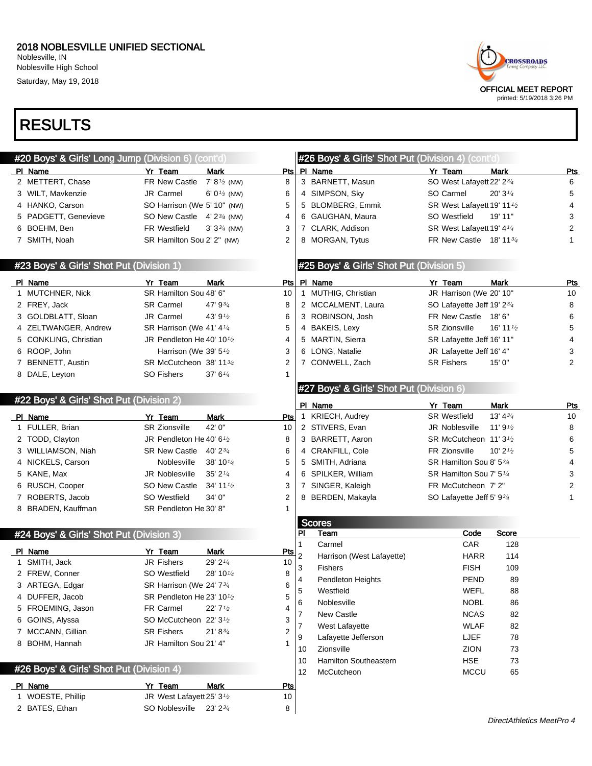# 2018 NOBLESVILLE UNIFIED SECTIONAL

Noblesville, IN
Noblesville High School
Saturday, May 19, 2018

OFFICIAL MEET REPORT
printed: 5/19/2018 3:26 PM

# RESULTS

## #20 Boys' & Girls' Long Jump (Division 6) (cont'd)

| Pl | Name | Yr | Team | Mark | Pts |
|---|---|---|---|---|---|
| 2 | METTERT, Chase | FR | New Castle | 7' 8½ (NW) | 8 |
| 3 | WILT, Mavkenzie | JR | Carmel | 6' 0½ (NW) | 6 |
| 4 | HANKO, Carson | SO | Harrison (We | 5' 10" (NW) | 5 |
| 5 | PADGETT, Genevieve | SO | New Castle | 4' 2¾ (NW) | 4 |
| 6 | BOEHM, Ben | FR | Westfield | 3' 3¾ (NW) | 3 |
| 7 | SMITH, Noah | SR | Hamilton Sou | 2' 2" (NW) | 2 |

## #23 Boys' & Girls' Shot Put (Division 1)

| Pl | Name | Yr | Team | Mark | Pts |
|---|---|---|---|---|---|
| 1 | MUTCHNER, Nick | SR | Hamilton Sou | 48' 6" | 10 |
| 2 | FREY, Jack | SR | Carmel | 47' 9¾ | 8 |
| 3 | GOLDBLATT, Sloan | JR | Carmel | 43' 9½ | 6 |
| 4 | ZELTWANGER, Andrew | SR | Harrison (We | 41' 4¼ | 5 |
| 5 | CONKLING, Christian | JR | Pendleton He | 40' 10½ | 4 |
| 6 | ROOP, John | | Harrison (We | 39' 5½ | 3 |
| 7 | BENNETT, Austin | SR | McCutcheon | 38' 11¾ | 2 |
| 8 | DALE, Leyton | SO | Fishers | 37' 6¼ | 1 |

## #22 Boys' & Girls' Shot Put (Division 2)

| Pl | Name | Yr | Team | Mark | Pts |
|---|---|---|---|---|---|
| 1 | FULLER, Brian | SR | Zionsville | 42' 0" | 10 |
| 2 | TODD, Clayton | JR | Pendleton He | 40' 6½ | 8 |
| 3 | WILLIAMSON, Niah | SR | New Castle | 40' 2¾ | 6 |
| 4 | NICKELS, Carson | | Noblesville | 38' 10¼ | 5 |
| 5 | KANE, Max | JR | Noblesville | 35' 2¼ | 4 |
| 6 | RUSCH, Cooper | SO | New Castle | 34' 11½ | 3 |
| 7 | ROBERTS, Jacob | SO | Westfield | 34' 0" | 2 |
| 8 | BRADEN, Kauffman | SR | Pendleton He | 30' 8" | 1 |

## #24 Boys' & Girls' Shot Put (Division 3)

| Pl | Name | Yr | Team | Mark | Pts |
|---|---|---|---|---|---|
| 1 | SMITH, Jack | JR | Fishers | 29' 2¼ | 10 |
| 2 | FREW, Conner | SO | Westfield | 28' 10¼ | 8 |
| 3 | ARTEGA, Edgar | SR | Harrison (We | 24' 7¾ | 6 |
| 4 | DUFFER, Jacob | SR | Pendleton He | 23' 10½ | 5 |
| 5 | FROEMING, Jason | FR | Carmel | 22' 7½ | 4 |
| 6 | GOINS, Alyssa | SO | McCutcheon | 22' 3½ | 3 |
| 7 | MCCANN, Gillian | SR | Fishers | 21' 8¾ | 2 |
| 8 | BOHM, Hannah | JR | Hamilton Sou | 21' 4" | 1 |

## #26 Boys' & Girls' Shot Put (Division 4)

| Pl | Name | Yr | Team | Mark | Pts |
|---|---|---|---|---|---|
| 1 | WOESTE, Phillip | JR | West Lafayett | 25' 3½ | 10 |
| 2 | BATES, Ethan | SO | Noblesville | 23' 2¾ | 8 |
| 3 | BARNETT, Masun | SO | West Lafayett | 22' 2¾ | 6 |
| 4 | SIMPSON, Sky | SO | Carmel | 20' 3¼ | 5 |
| 5 | BLOMBERG, Emmit | SR | West Lafayett | 19' 11½ | 4 |
| 6 | GAUGHAN, Maura | SO | Westfield | 19' 11" | 3 |
| 7 | CLARK, Addison | SR | West Lafayett | 19' 4¼ | 2 |
| 8 | MORGAN, Tytus | FR | New Castle | 18' 11¾ | 1 |

## #25 Boys' & Girls' Shot Put (Division 5)

| Pl | Name | Yr | Team | Mark | Pts |
|---|---|---|---|---|---|
| 1 | MUTHIG, Christian | JR | Harrison (We | 20' 10" | 10 |
| 2 | MCCALMENT, Laura | SO | Lafayette Jeff | 19' 2¾ | 8 |
| 3 | ROBINSON, Josh | FR | New Castle | 18' 6" | 6 |
| 4 | BAKEIS, Lexy | SR | Zionsville | 16' 11½ | 5 |
| 5 | MARTIN, Sierra | SR | Lafayette Jeff | 16' 11" | 4 |
| 6 | LONG, Natalie | JR | Lafayette Jeff | 16' 4" | 3 |
| 7 | CONWELL, Zach | SR | Fishers | 15' 0" | 2 |

## #27 Boys' & Girls' Shot Put (Division 6)

| Pl | Name | Yr | Team | Mark | Pts |
|---|---|---|---|---|---|
| 1 | KRIECH, Audrey | SR | Westfield | 13' 4¾ | 10 |
| 2 | STIVERS, Evan | JR | Noblesville | 11' 9½ | 8 |
| 3 | BARRETT, Aaron | SR | McCutcheon | 11' 3½ | 6 |
| 4 | CRANFILL, Cole | FR | Zionsville | 10' 2½ | 5 |
| 5 | SMITH, Adriana | SR | Hamilton Sou | 8' 5¾ | 4 |
| 6 | SPILKER, William | SR | Hamilton Sou | 7' 5¼ | 3 |
| 7 | SINGER, Kaleigh | FR | McCutcheon | 7' 2" | 2 |
| 8 | BERDEN, Makayla | SO | Lafayette Jeff | 5' 9¾ | 1 |

## Scores

| Pl | Team | Code | Score |
|---|---|---|---|
| 1 | Carmel | CAR | 128 |
| 2 | Harrison (West Lafayette) | HARR | 114 |
| 3 | Fishers | FISH | 109 |
| 4 | Pendleton Heights | PEND | 89 |
| 5 | Westfield | WEFL | 88 |
| 6 | Noblesville | NOBL | 86 |
| 7 | New Castle | NCAS | 82 |
| 7 | West Lafayette | WLAF | 82 |
| 9 | Lafayette Jefferson | LJEF | 78 |
| 10 | Zionsville | ZION | 73 |
| 10 | Hamilton Southeastern | HSE | 73 |
| 12 | McCutcheon | MCCU | 65 |

*DirectAthletics MeetPro 4*